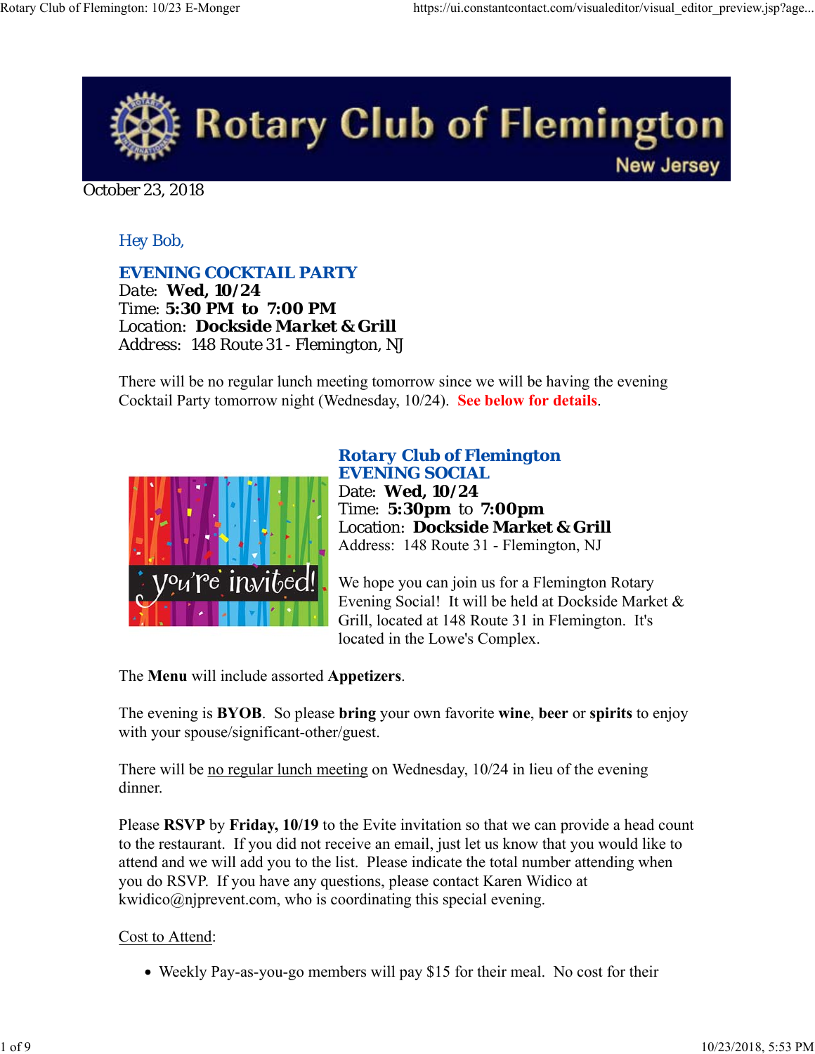# Rotary Club of Flemington

New Jersey

October 23, 2018

Hey Bob,

**EVENING COCKTAIL PARTY**
Date: **Wed, 10/24**
Time: **5:30 PM to 7:00 PM**
Location: **Dockside Market & Grill**
Address: 148 Route 31 - Flemington, NJ

There will be no regular lunch meeting tomorrow since we will be having the evening Cocktail Party tomorrow night (Wednesday, 10/24). **See below for details**.

**Rotary Club of Flemington**
**EVENING SOCIAL**
Date: **Wed, 10/24**
Time: **5:30pm to 7:00pm**
Location: **Dockside Market & Grill**
Address: 148 Route 31 - Flemington, NJ

We hope you can join us for a Flemington Rotary Evening Social! It will be held at Dockside Market & Grill, located at 148 Route 31 in Flemington. It's located in the Lowe's Complex.

The **Menu** will include assorted **Appetizers**.

The evening is **BYOB**. So please **bring** your own favorite **wine**, **beer** or **spirits** to enjoy with your spouse/significant-other/guest.

There will be no regular lunch meeting on Wednesday, 10/24 in lieu of the evening dinner.

Please **RSVP** by **Friday, 10/19** to the Evite invitation so that we can provide a head count to the restaurant. If you did not receive an email, just let us know that you would like to attend and we will add you to the list. Please indicate the total number attending when you do RSVP. If you have any questions, please contact Karen Widico at kwidico@njprevent.com, who is coordinating this special evening.

Cost to Attend:

- Weekly Pay-as-you-go members will pay $15 for their meal. No cost for their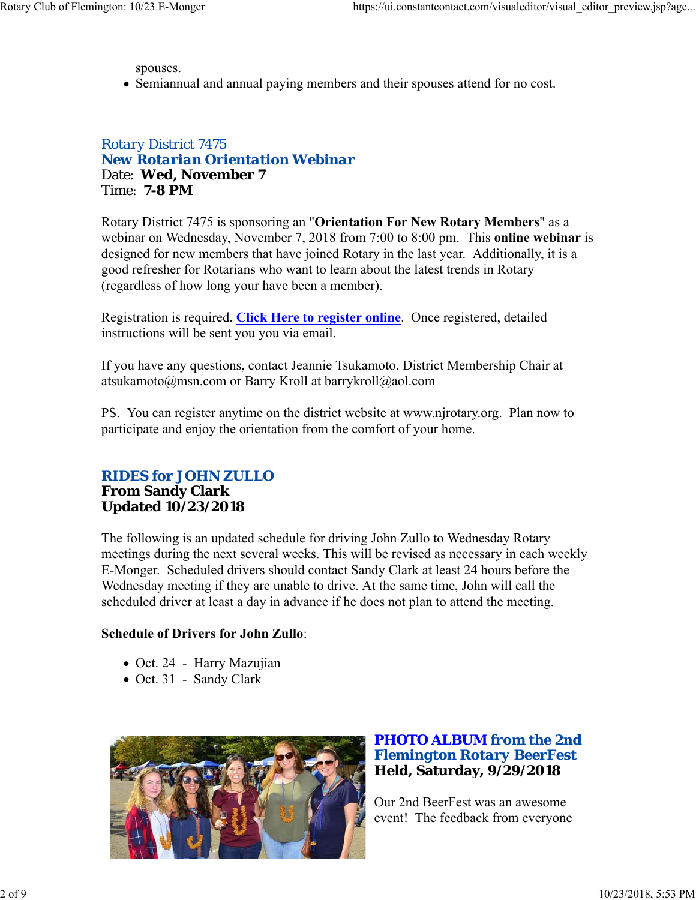spouses.

- Semiannual and annual paying members and their spouses attend for no cost.

### Rotary District 7475
### New Rotarian Orientation Webinar

Date: **Wed, November 7**
Time: **7-8 PM**

Rotary District 7475 is sponsoring an "**Orientation For New Rotary Members**" as a webinar on Wednesday, November 7, 2018 from 7:00 to 8:00 pm. This **online webinar** is designed for new members that have joined Rotary in the last year. Additionally, it is a good refresher for Rotarians who want to learn about the latest trends in Rotary (regardless of how long your have been a member).

Registration is required. **Click Here to register online**. Once registered, detailed instructions will be sent you you via email.

If you have any questions, contact Jeannie Tsukamoto, District Membership Chair at atsukamoto@msn.com or Barry Kroll at barrykroll@aol.com

PS. You can register anytime on the district website at www.njrotary.org. Plan now to participate and enjoy the orientation from the comfort of your home.

### RIDES for JOHN ZULLO
**From Sandy Clark**
**Updated 10/23/2018**

The following is an updated schedule for driving John Zullo to Wednesday Rotary meetings during the next several weeks. This will be revised as necessary in each weekly E-Monger. Scheduled drivers should contact Sandy Clark at least 24 hours before the Wednesday meeting if they are unable to drive. At the same time, John will call the scheduled driver at least a day in advance if he does not plan to attend the meeting.

**Schedule of Drivers for John Zullo**:

- Oct. 24 - Harry Mazujian
- Oct. 31 - Sandy Clark

### PHOTO ALBUM from the 2nd Flemington Rotary BeerFest
**Held, Saturday, 9/29/2018**

Our 2nd BeerFest was an awesome event! The feedback from everyone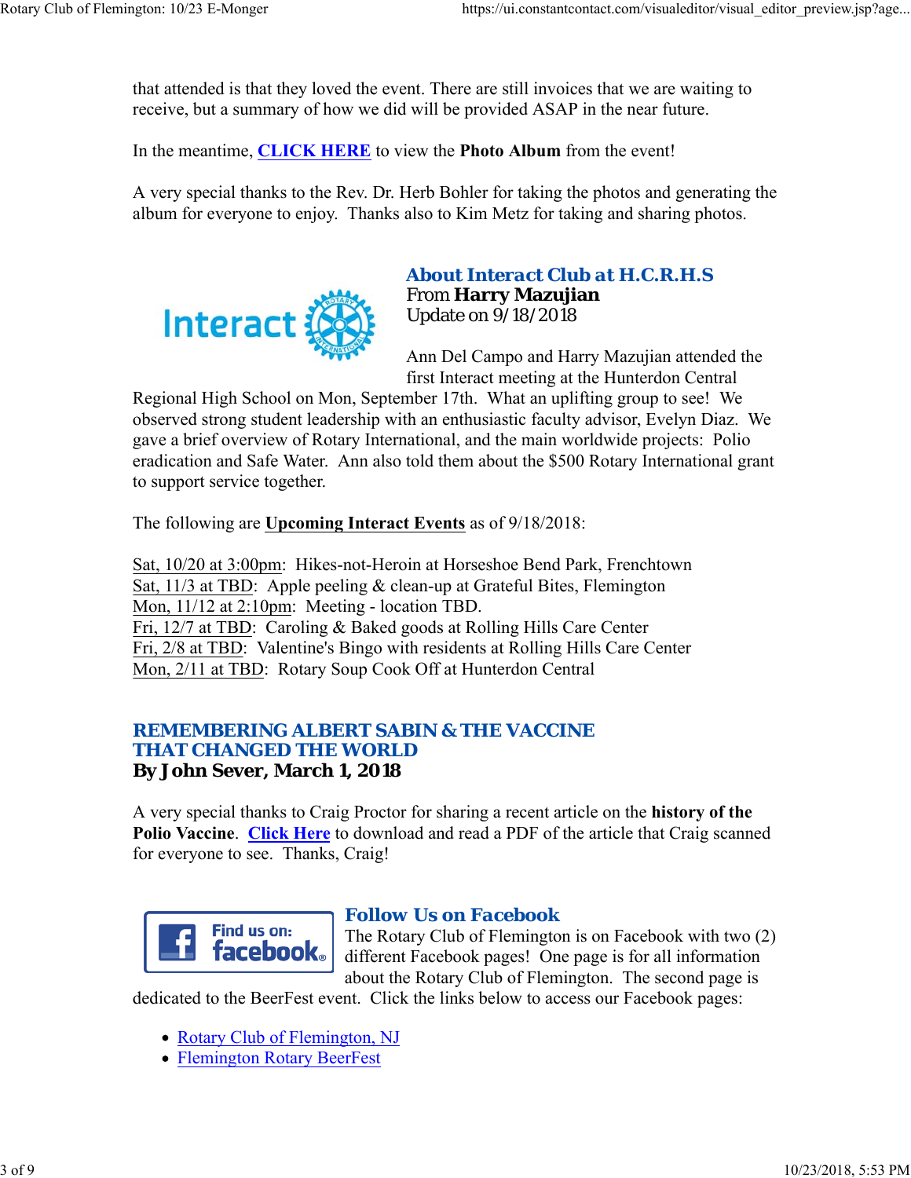that attended is that they loved the event. There are still invoices that we are waiting to receive, but a summary of how we did will be provided ASAP in the near future.

In the meantime, **CLICK HERE** to view the **Photo Album** from the event!

A very special thanks to the Rev. Dr. Herb Bohler for taking the photos and generating the album for everyone to enjoy. Thanks also to Kim Metz for taking and sharing photos.

## About Interact Club at H.C.R.H.S

From **Harry Mazujian**
Update on 9/18/2018

Ann Del Campo and Harry Mazujian attended the first Interact meeting at the Hunterdon Central Regional High School on Mon, September 17th. What an uplifting group to see! We observed strong student leadership with an enthusiastic faculty advisor, Evelyn Diaz. We gave a brief overview of Rotary International, and the main worldwide projects: Polio eradication and Safe Water. Ann also told them about the $500 Rotary International grant to support service together.

The following are **Upcoming Interact Events** as of 9/18/2018:

Sat, 10/20 at 3:00pm: Hikes-not-Heroin at Horseshoe Bend Park, Frenchtown
Sat, 11/3 at TBD: Apple peeling & clean-up at Grateful Bites, Flemington
Mon, 11/12 at 2:10pm: Meeting - location TBD.
Fri, 12/7 at TBD: Caroling & Baked goods at Rolling Hills Care Center
Fri, 2/8 at TBD: Valentine's Bingo with residents at Rolling Hills Care Center
Mon, 2/11 at TBD: Rotary Soup Cook Off at Hunterdon Central

## REMEMBERING ALBERT SABIN & THE VACCINE THAT CHANGED THE WORLD

**By John Sever, March 1, 2018**

A very special thanks to Craig Proctor for sharing a recent article on the **history of the Polio Vaccine**. **Click Here** to download and read a PDF of the article that Craig scanned for everyone to see. Thanks, Craig!

## Follow Us on Facebook

The Rotary Club of Flemington is on Facebook with two (2) different Facebook pages! One page is for all information about the Rotary Club of Flemington. The second page is dedicated to the BeerFest event. Click the links below to access our Facebook pages:

- Rotary Club of Flemington, NJ
- Flemington Rotary BeerFest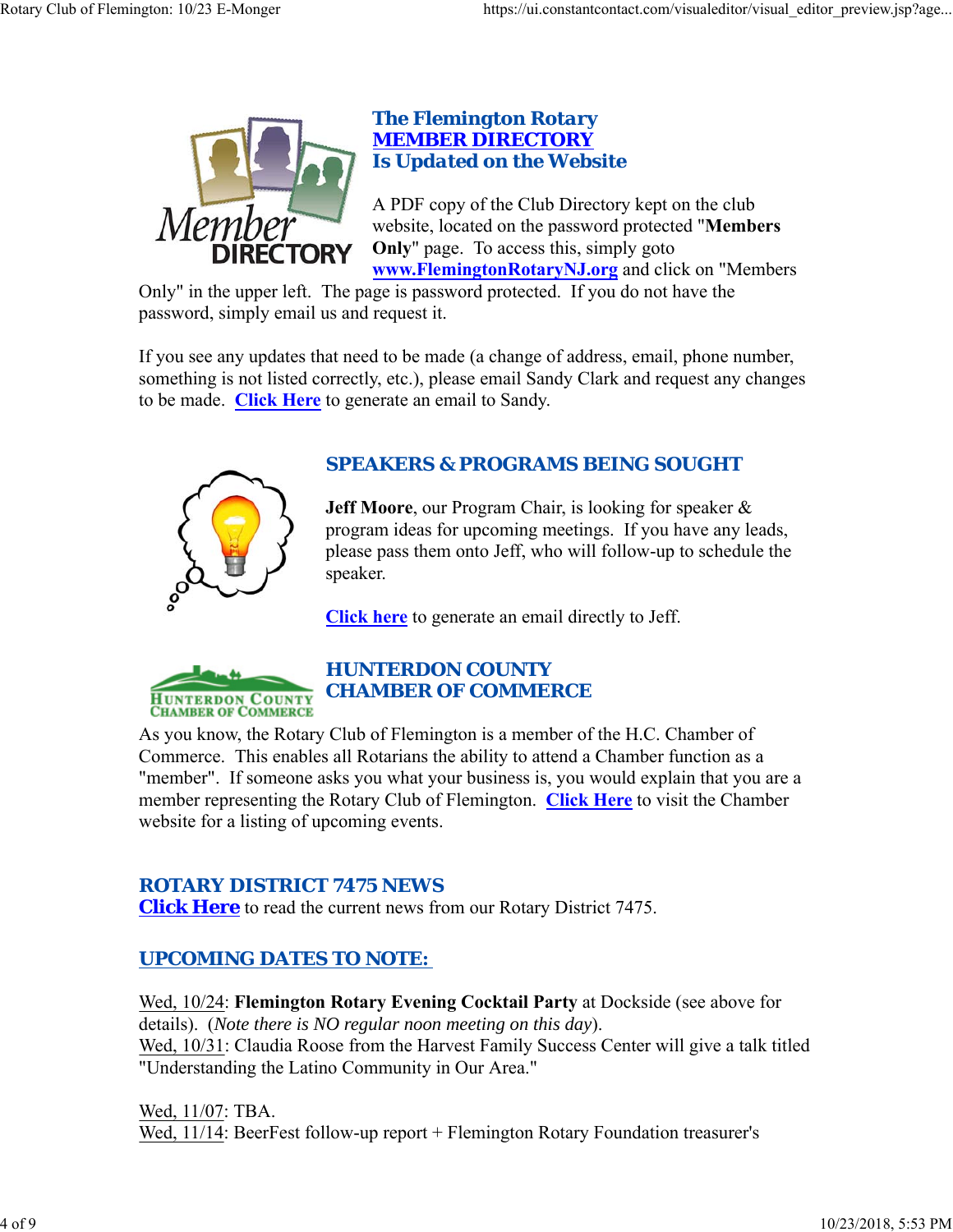## The Flemington Rotary MEMBER DIRECTORY Is Updated on the Website

A PDF copy of the Club Directory kept on the club website, located on the password protected "**Members Only**" page. To access this, simply goto **www.FlemingtonRotaryNJ.org** and click on "Members Only" in the upper left. The page is password protected. If you do not have the password, simply email us and request it.

If you see any updates that need to be made (a change of address, email, phone number, something is not listed correctly, etc.), please email Sandy Clark and request any changes to be made. **Click Here** to generate an email to Sandy.

## SPEAKERS & PROGRAMS BEING SOUGHT

**Jeff Moore**, our Program Chair, is looking for speaker & program ideas for upcoming meetings. If you have any leads, please pass them onto Jeff, who will follow-up to schedule the speaker.

**Click here** to generate an email directly to Jeff.

## HUNTERDON COUNTY CHAMBER OF COMMERCE

As you know, the Rotary Club of Flemington is a member of the H.C. Chamber of Commerce. This enables all Rotarians the ability to attend a Chamber function as a "member". If someone asks you what your business is, you would explain that you are a member representing the Rotary Club of Flemington. **Click Here** to visit the Chamber website for a listing of upcoming events.

## ROTARY DISTRICT 7475 NEWS

**Click Here** to read the current news from our Rotary District 7475.

## UPCOMING DATES TO NOTE:

Wed, 10/24: **Flemington Rotary Evening Cocktail Party** at Dockside (see above for details). (*Note there is NO regular noon meeting on this day*).
Wed, 10/31: Claudia Roose from the Harvest Family Success Center will give a talk titled "Understanding the Latino Community in Our Area."

Wed, 11/07: TBA.
Wed, 11/14: BeerFest follow-up report + Flemington Rotary Foundation treasurer's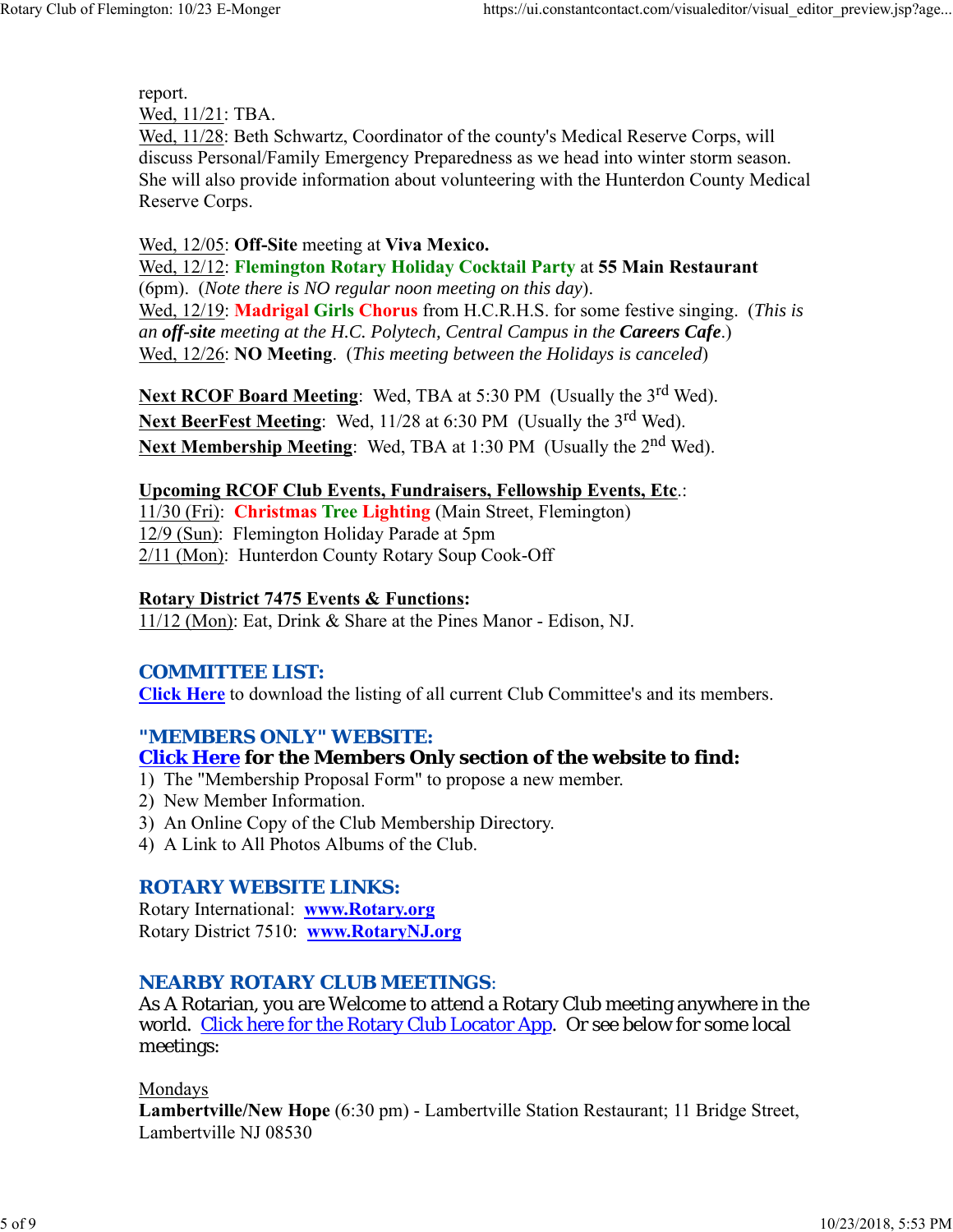report.
Wed, 11/21: TBA.
Wed, 11/28: Beth Schwartz, Coordinator of the county's Medical Reserve Corps, will discuss Personal/Family Emergency Preparedness as we head into winter storm season. She will also provide information about volunteering with the Hunterdon County Medical Reserve Corps.

Wed, 12/05: **Off-Site** meeting at **Viva Mexico.**
Wed, 12/12: **Flemington Rotary Holiday Cocktail Party** at **55 Main Restaurant** (6pm). (*Note there is NO regular noon meeting on this day*).
Wed, 12/19: **Madrigal Girls Chorus** from H.C.R.H.S. for some festive singing. (*This is an **off-site** meeting at the H.C. Polytech, Central Campus in the **Careers Cafe**.*)
Wed, 12/26: **NO Meeting**. (*This meeting between the Holidays is canceled*)

**Next RCOF Board Meeting**: Wed, TBA at 5:30 PM (Usually the 3rd Wed).
**Next BeerFest Meeting**: Wed, 11/28 at 6:30 PM (Usually the 3rd Wed).
**Next Membership Meeting**: Wed, TBA at 1:30 PM (Usually the 2nd Wed).

**Upcoming RCOF Club Events, Fundraisers, Fellowship Events, Etc**.:
11/30 (Fri): **Christmas Tree Lighting** (Main Street, Flemington)
12/9 (Sun): Flemington Holiday Parade at 5pm
2/11 (Mon): Hunterdon County Rotary Soup Cook-Off

**Rotary District 7475 Events & Functions:**
11/12 (Mon): Eat, Drink & Share at the Pines Manor - Edison, NJ.

## COMMITTEE LIST:

**Click Here** to download the listing of all current Club Committee's and its members.

## "MEMBERS ONLY" WEBSITE:

**Click Here for the Members Only section of the website to find:**

1) The "Membership Proposal Form" to propose a new member.
2) New Member Information.
3) An Online Copy of the Club Membership Directory.
4) A Link to All Photos Albums of the Club.

## ROTARY WEBSITE LINKS:

Rotary International: **www.Rotary.org**
Rotary District 7510: **www.RotaryNJ.org**

## NEARBY ROTARY CLUB MEETINGS:

As A Rotarian, you are Welcome to attend a Rotary Club meeting anywhere in the world. Click here for the Rotary Club Locator App. Or see below for some local meetings:

Mondays
**Lambertville/New Hope** (6:30 pm) - Lambertville Station Restaurant; 11 Bridge Street, Lambertville NJ 08530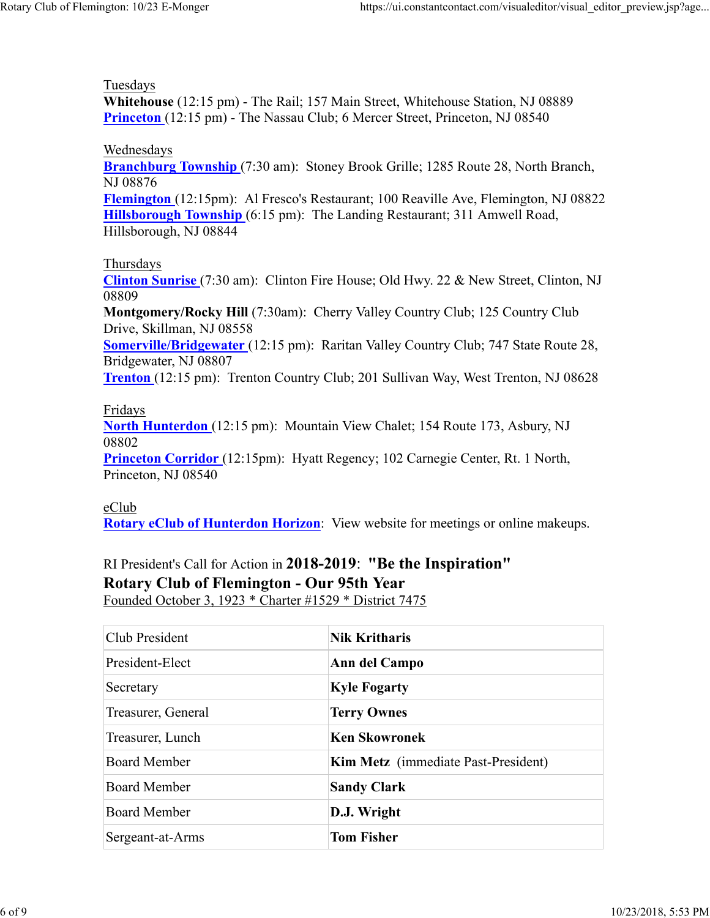Tuesdays
**Whitehouse** (12:15 pm) - The Rail; 157 Main Street, Whitehouse Station, NJ 08889
**Princeton** (12:15 pm) - The Nassau Club; 6 Mercer Street, Princeton, NJ 08540

Wednesdays
**Branchburg Township** (7:30 am): Stoney Brook Grille; 1285 Route 28, North Branch, NJ 08876
**Flemington** (12:15pm): Al Fresco's Restaurant; 100 Reaville Ave, Flemington, NJ 08822
**Hillsborough Township** (6:15 pm): The Landing Restaurant; 311 Amwell Road, Hillsborough, NJ 08844

Thursdays
**Clinton Sunrise** (7:30 am): Clinton Fire House; Old Hwy. 22 & New Street, Clinton, NJ 08809
**Montgomery/Rocky Hill** (7:30am): Cherry Valley Country Club; 125 Country Club Drive, Skillman, NJ 08558
**Somerville/Bridgewater** (12:15 pm): Raritan Valley Country Club; 747 State Route 28, Bridgewater, NJ 08807
**Trenton** (12:15 pm): Trenton Country Club; 201 Sullivan Way, West Trenton, NJ 08628

Fridays
**North Hunterdon** (12:15 pm): Mountain View Chalet; 154 Route 173, Asbury, NJ 08802
**Princeton Corridor** (12:15pm): Hyatt Regency; 102 Carnegie Center, Rt. 1 North, Princeton, NJ 08540

eClub
**Rotary eClub of Hunterdon Horizon**: View website for meetings or online makeups.

RI President's Call for Action in **2018-2019**: **"Be the Inspiration"**
**Rotary Club of Flemington - Our 95th Year**
Founded October 3, 1923 * Charter #1529 * District 7475

| Club President | **Nik Kritharis** |
|---|---|
| President-Elect | **Ann del Campo** |
| Secretary | **Kyle Fogarty** |
| Treasurer, General | **Terry Ownes** |
| Treasurer, Lunch | **Ken Skowronek** |
| Board Member | **Kim Metz** (immediate Past-President) |
| Board Member | **Sandy Clark** |
| Board Member | **D.J. Wright** |
| Sergeant-at-Arms | **Tom Fisher** |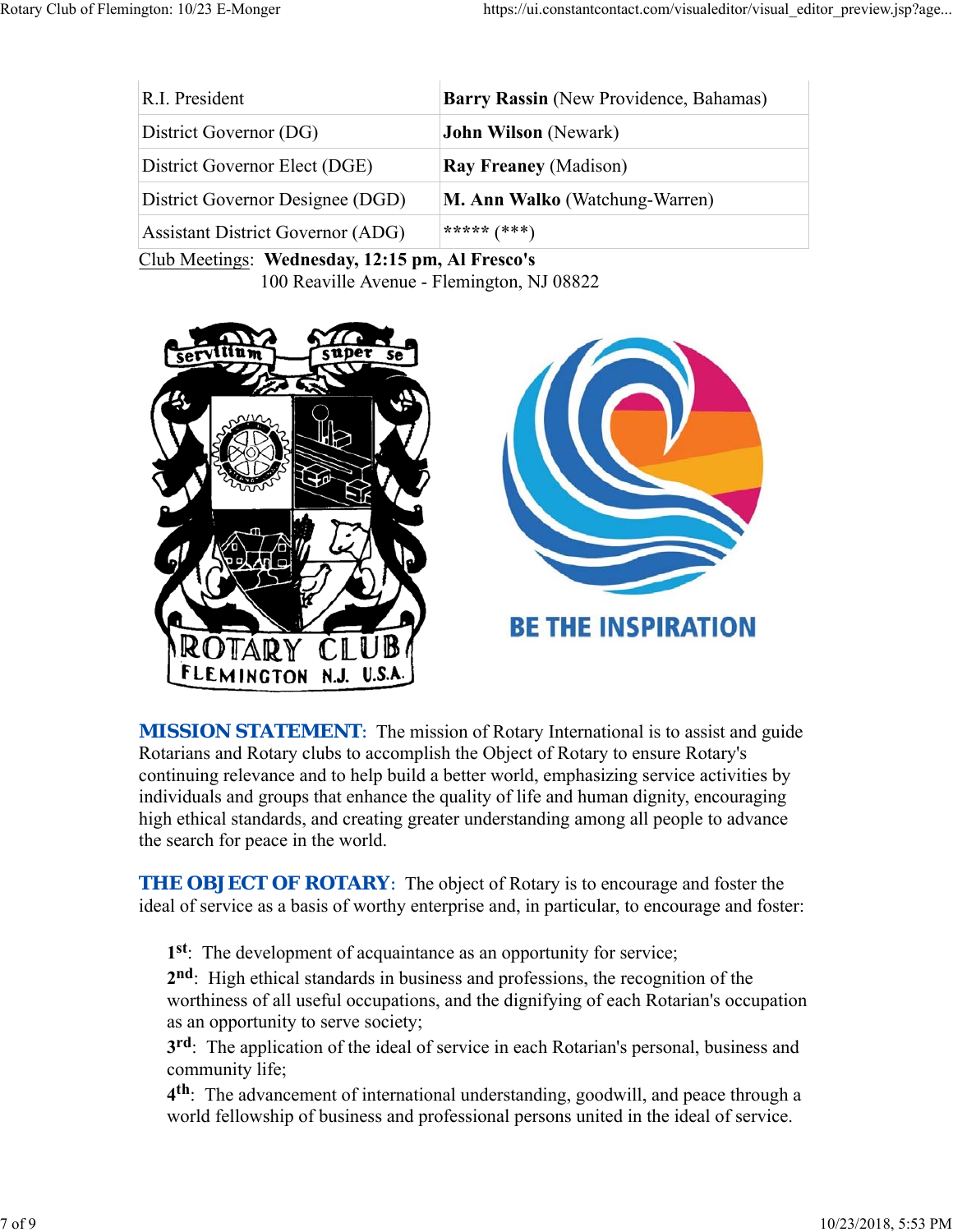| R.I. President | **Barry Rassin** (New Providence, Bahamas) |
| --- | --- |
| District Governor (DG) | **John Wilson** (Newark) |
| District Governor Elect (DGE) | **Ray Freaney** (Madison) |
| District Governor Designee (DGD) | **M. Ann Walko** (Watchung-Warren) |
| Assistant District Governor (ADG) | ***** (***) |

Club Meetings: **Wednesday, 12:15 pm, Al Fresco's**
100 Reaville Avenue - Flemington, NJ 08822

**MISSION STATEMENT**: The mission of Rotary International is to assist and guide Rotarians and Rotary clubs to accomplish the Object of Rotary to ensure Rotary's continuing relevance and to help build a better world, emphasizing service activities by individuals and groups that enhance the quality of life and human dignity, encouraging high ethical standards, and creating greater understanding among all people to advance the search for peace in the world.

**THE OBJECT OF ROTARY**: The object of Rotary is to encourage and foster the ideal of service as a basis of worthy enterprise and, in particular, to encourage and foster:

**1st**: The development of acquaintance as an opportunity for service;

**2nd**: High ethical standards in business and professions, the recognition of the worthiness of all useful occupations, and the dignifying of each Rotarian's occupation as an opportunity to serve society;

**3rd**: The application of the ideal of service in each Rotarian's personal, business and community life;

**4th**: The advancement of international understanding, goodwill, and peace through a world fellowship of business and professional persons united in the ideal of service.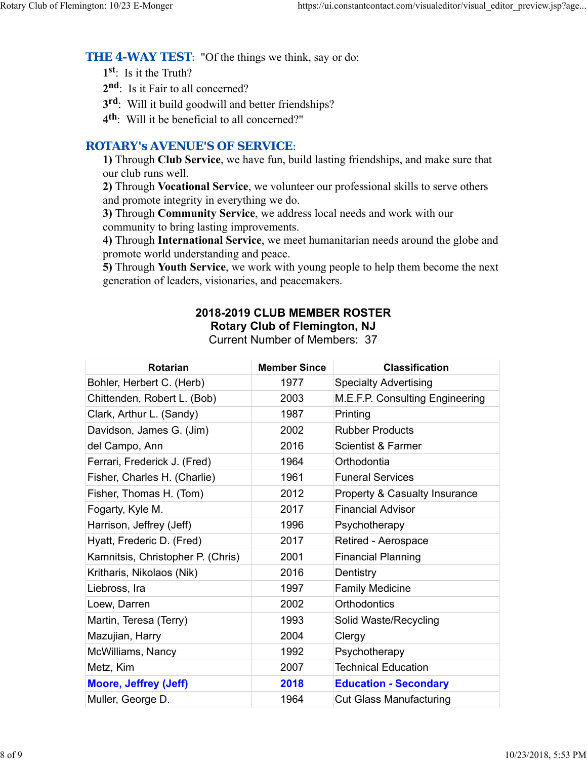**THE 4-WAY TEST**: "Of the things we think, say or do:

1st: Is it the Truth?

2nd: Is it Fair to all concerned?

3rd: Will it build goodwill and better friendships?

4th: Will it be beneficial to all concerned?"

**ROTARY's AVENUE'S OF SERVICE**:

**1)** Through **Club Service**, we have fun, build lasting friendships, and make sure that our club runs well.

**2)** Through **Vocational Service**, we volunteer our professional skills to serve others and promote integrity in everything we do.

**3)** Through **Community Service**, we address local needs and work with our community to bring lasting improvements.

**4)** Through **International Service**, we meet humanitarian needs around the globe and promote world understanding and peace.

**5)** Through **Youth Service**, we work with young people to help them become the next generation of leaders, visionaries, and peacemakers.

**2018-2019 CLUB MEMBER ROSTER**
**Rotary Club of Flemington, NJ**
Current Number of Members: 37

| Rotarian | Member Since | Classification |
|---|---|---|
| Bohler, Herbert C. (Herb) | 1977 | Specialty Advertising |
| Chittenden, Robert L. (Bob) | 2003 | M.E.F.P. Consulting Engineering |
| Clark, Arthur L. (Sandy) | 1987 | Printing |
| Davidson, James G. (Jim) | 2002 | Rubber Products |
| del Campo, Ann | 2016 | Scientist & Farmer |
| Ferrari, Frederick J. (Fred) | 1964 | Orthodontia |
| Fisher, Charles H. (Charlie) | 1961 | Funeral Services |
| Fisher, Thomas H. (Tom) | 2012 | Property & Casualty Insurance |
| Fogarty, Kyle M. | 2017 | Financial Advisor |
| Harrison, Jeffrey (Jeff) | 1996 | Psychotherapy |
| Hyatt, Frederic D. (Fred) | 2017 | Retired - Aerospace |
| Kamnitsis, Christopher P. (Chris) | 2001 | Financial Planning |
| Kritharis, Nikolaos (Nik) | 2016 | Dentistry |
| Liebross, Ira | 1997 | Family Medicine |
| Loew, Darren | 2002 | Orthodontics |
| Martin, Teresa (Terry) | 1993 | Solid Waste/Recycling |
| Mazujian, Harry | 2004 | Clergy |
| McWilliams, Nancy | 1992 | Psychotherapy |
| Metz, Kim | 2007 | Technical Education |
| **Moore, Jeffrey (Jeff)** | **2018** | **Education - Secondary** |
| Muller, George D. | 1964 | Cut Glass Manufacturing |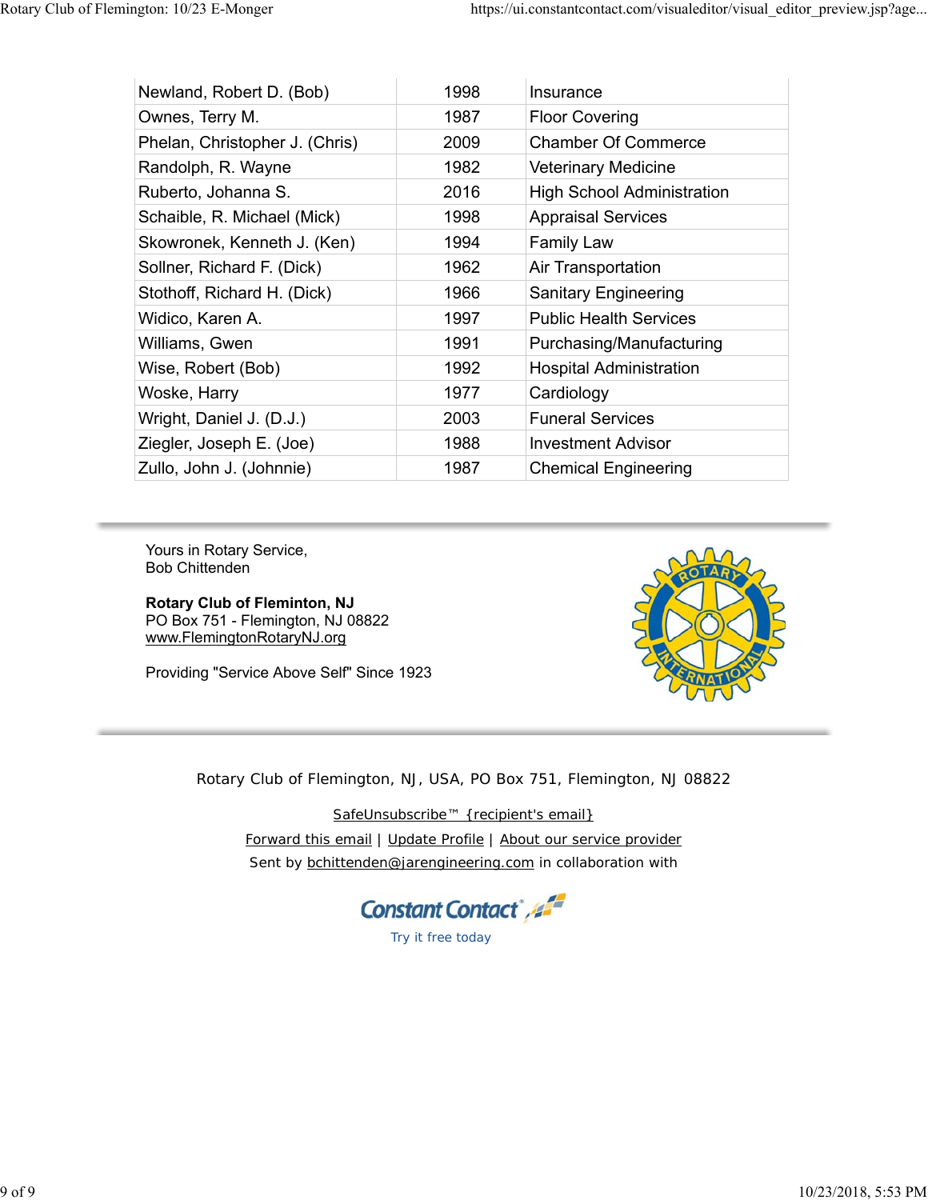| | | |
|---|---|---|
| Newland, Robert D. (Bob) | 1998 | Insurance |
| Ownes, Terry M. | 1987 | Floor Covering |
| Phelan, Christopher J. (Chris) | 2009 | Chamber Of Commerce |
| Randolph, R. Wayne | 1982 | Veterinary Medicine |
| Ruberto, Johanna S. | 2016 | High School Administration |
| Schaible, R. Michael (Mick) | 1998 | Appraisal Services |
| Skowronek, Kenneth J. (Ken) | 1994 | Family Law |
| Sollner, Richard F. (Dick) | 1962 | Air Transportation |
| Stothoff, Richard H. (Dick) | 1966 | Sanitary Engineering |
| Widico, Karen A. | 1997 | Public Health Services |
| Williams, Gwen | 1991 | Purchasing/Manufacturing |
| Wise, Robert (Bob) | 1992 | Hospital Administration |
| Woske, Harry | 1977 | Cardiology |
| Wright, Daniel J. (D.J.) | 2003 | Funeral Services |
| Ziegler, Joseph E. (Joe) | 1988 | Investment Advisor |
| Zullo, John J. (Johnnie) | 1987 | Chemical Engineering |

Yours in Rotary Service,
Bob Chittenden

**Rotary Club of Fleminton, NJ**
PO Box 751 - Flemington, NJ 08822
www.FlemingtonRotaryNJ.org

Providing "Service Above Self" Since 1923

Rotary Club of Flemington, NJ, USA, PO Box 751, Flemington, NJ 08822

SafeUnsubscribe™ {recipient's email}

Forward this email | Update Profile | About our service provider

Sent by bchittenden@jarengineering.com in collaboration with

Constant Contact

Try it free today